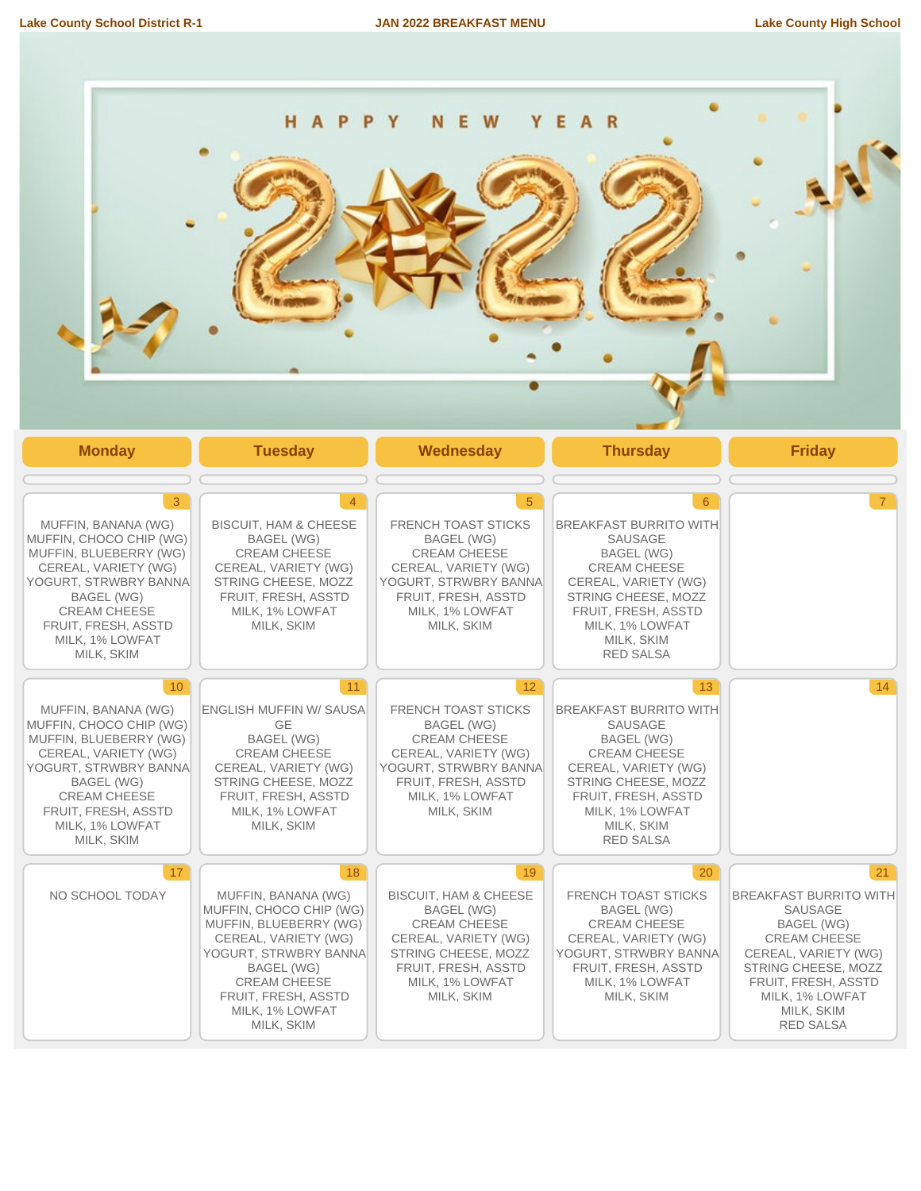Lake County School District R-1 — JAN 2022 BREAKFAST MENU — Lake County High School

HAPPY NEW YEAR 2022

| Monday | Tuesday | Wednesday | Thursday | Friday |
|---|---|---|---|---|
| | | | | |
| **3**<br>MUFFIN, BANANA (WG)<br>MUFFIN, CHOCO CHIP (WG)<br>MUFFIN, BLUEBERRY (WG)<br>CEREAL, VARIETY (WG)<br>YOGURT, STRWBRY BANNA<br>BAGEL (WG)<br>CREAM CHEESE<br>FRUIT, FRESH, ASSTD<br>MILK, 1% LOWFAT<br>MILK, SKIM | **4**<br>BISCUIT, HAM & CHEESE<br>BAGEL (WG)<br>CREAM CHEESE<br>CEREAL, VARIETY (WG)<br>STRING CHEESE, MOZZ<br>FRUIT, FRESH, ASSTD<br>MILK, 1% LOWFAT<br>MILK, SKIM | **5**<br>FRENCH TOAST STICKS<br>BAGEL (WG)<br>CREAM CHEESE<br>CEREAL, VARIETY (WG)<br>YOGURT, STRWBRY BANNA<br>FRUIT, FRESH, ASSTD<br>MILK, 1% LOWFAT<br>MILK, SKIM | **6**<br>BREAKFAST BURRITO WITH SAUSAGE<br>BAGEL (WG)<br>CREAM CHEESE<br>CEREAL, VARIETY (WG)<br>STRING CHEESE, MOZZ<br>FRUIT, FRESH, ASSTD<br>MILK, 1% LOWFAT<br>MILK, SKIM<br>RED SALSA | **7** |
| **10**<br>MUFFIN, BANANA (WG)<br>MUFFIN, CHOCO CHIP (WG)<br>MUFFIN, BLUEBERRY (WG)<br>CEREAL, VARIETY (WG)<br>YOGURT, STRWBRY BANNA<br>BAGEL (WG)<br>CREAM CHEESE<br>FRUIT, FRESH, ASSTD<br>MILK, 1% LOWFAT<br>MILK, SKIM | **11**<br>ENGLISH MUFFIN W/ SAUSAGE<br>BAGEL (WG)<br>CREAM CHEESE<br>CEREAL, VARIETY (WG)<br>STRING CHEESE, MOZZ<br>FRUIT, FRESH, ASSTD<br>MILK, 1% LOWFAT<br>MILK, SKIM | **12**<br>FRENCH TOAST STICKS<br>BAGEL (WG)<br>CREAM CHEESE<br>CEREAL, VARIETY (WG)<br>YOGURT, STRWBRY BANNA<br>FRUIT, FRESH, ASSTD<br>MILK, 1% LOWFAT<br>MILK, SKIM | **13**<br>BREAKFAST BURRITO WITH SAUSAGE<br>BAGEL (WG)<br>CREAM CHEESE<br>CEREAL, VARIETY (WG)<br>STRING CHEESE, MOZZ<br>FRUIT, FRESH, ASSTD<br>MILK, 1% LOWFAT<br>MILK, SKIM<br>RED SALSA | **14** |
| **17**<br>NO SCHOOL TODAY | **18**<br>MUFFIN, BANANA (WG)<br>MUFFIN, CHOCO CHIP (WG)<br>MUFFIN, BLUEBERRY (WG)<br>CEREAL, VARIETY (WG)<br>YOGURT, STRWBRY BANNA<br>BAGEL (WG)<br>CREAM CHEESE<br>FRUIT, FRESH, ASSTD<br>MILK, 1% LOWFAT<br>MILK, SKIM | **19**<br>BISCUIT, HAM & CHEESE<br>BAGEL (WG)<br>CREAM CHEESE<br>CEREAL, VARIETY (WG)<br>STRING CHEESE, MOZZ<br>FRUIT, FRESH, ASSTD<br>MILK, 1% LOWFAT<br>MILK, SKIM | **20**<br>FRENCH TOAST STICKS<br>BAGEL (WG)<br>CREAM CHEESE<br>CEREAL, VARIETY (WG)<br>YOGURT, STRWBRY BANNA<br>FRUIT, FRESH, ASSTD<br>MILK, 1% LOWFAT<br>MILK, SKIM | **21**<br>BREAKFAST BURRITO WITH SAUSAGE<br>BAGEL (WG)<br>CREAM CHEESE<br>CEREAL, VARIETY (WG)<br>STRING CHEESE, MOZZ<br>FRUIT, FRESH, ASSTD<br>MILK, 1% LOWFAT<br>MILK, SKIM<br>RED SALSA |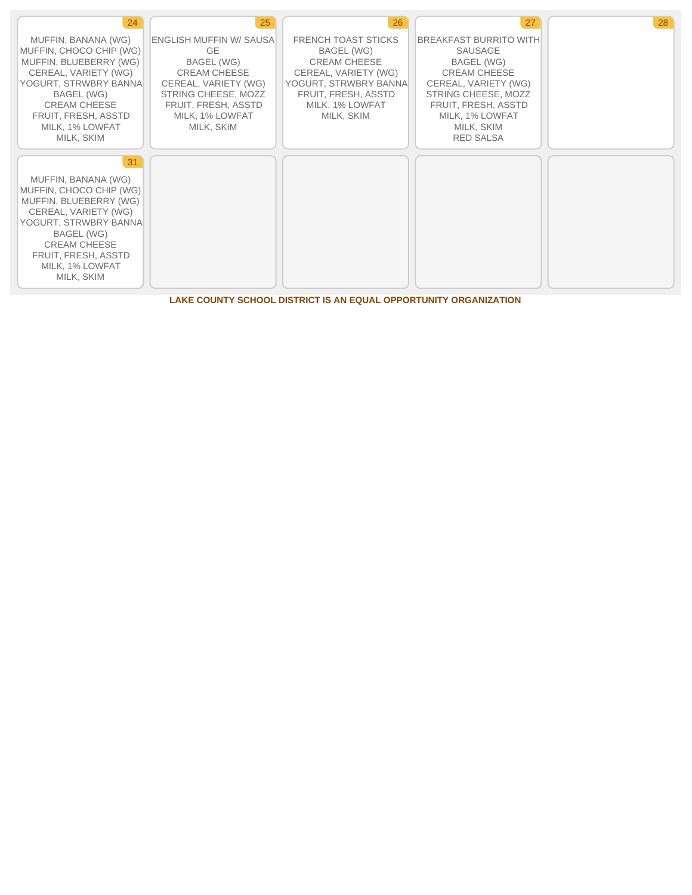| | | | | |
|---|---|---|---|---|
| 24<br>MUFFIN, BANANA (WG)<br>MUFFIN, CHOCO CHIP (WG)<br>MUFFIN, BLUEBERRY (WG)<br>CEREAL, VARIETY (WG)<br>YOGURT, STRWBRY BANNA<br>BAGEL (WG)<br>CREAM CHEESE<br>FRUIT, FRESH, ASSTD<br>MILK, 1% LOWFAT<br>MILK, SKIM | 25<br>ENGLISH MUFFIN W/ SAUSAGE<br>BAGEL (WG)<br>CREAM CHEESE<br>CEREAL, VARIETY (WG)<br>STRING CHEESE, MOZZ<br>FRUIT, FRESH, ASSTD<br>MILK, 1% LOWFAT<br>MILK, SKIM | 26<br>FRENCH TOAST STICKS<br>BAGEL (WG)<br>CREAM CHEESE<br>CEREAL, VARIETY (WG)<br>YOGURT, STRWBRY BANNA<br>FRUIT, FRESH, ASSTD<br>MILK, 1% LOWFAT<br>MILK, SKIM | 27<br>BREAKFAST BURRITO WITH SAUSAGE<br>BAGEL (WG)<br>CREAM CHEESE<br>CEREAL, VARIETY (WG)<br>STRING CHEESE, MOZZ<br>FRUIT, FRESH, ASSTD<br>MILK, 1% LOWFAT<br>MILK, SKIM<br>RED SALSA | 28 |
| 31<br>MUFFIN, BANANA (WG)<br>MUFFIN, CHOCO CHIP (WG)<br>MUFFIN, BLUEBERRY (WG)<br>CEREAL, VARIETY (WG)<br>YOGURT, STRWBRY BANNA<br>BAGEL (WG)<br>CREAM CHEESE<br>FRUIT, FRESH, ASSTD<br>MILK, 1% LOWFAT<br>MILK, SKIM | | | | |

**LAKE COUNTY SCHOOL DISTRICT IS AN EQUAL OPPORTUNITY ORGANIZATION**